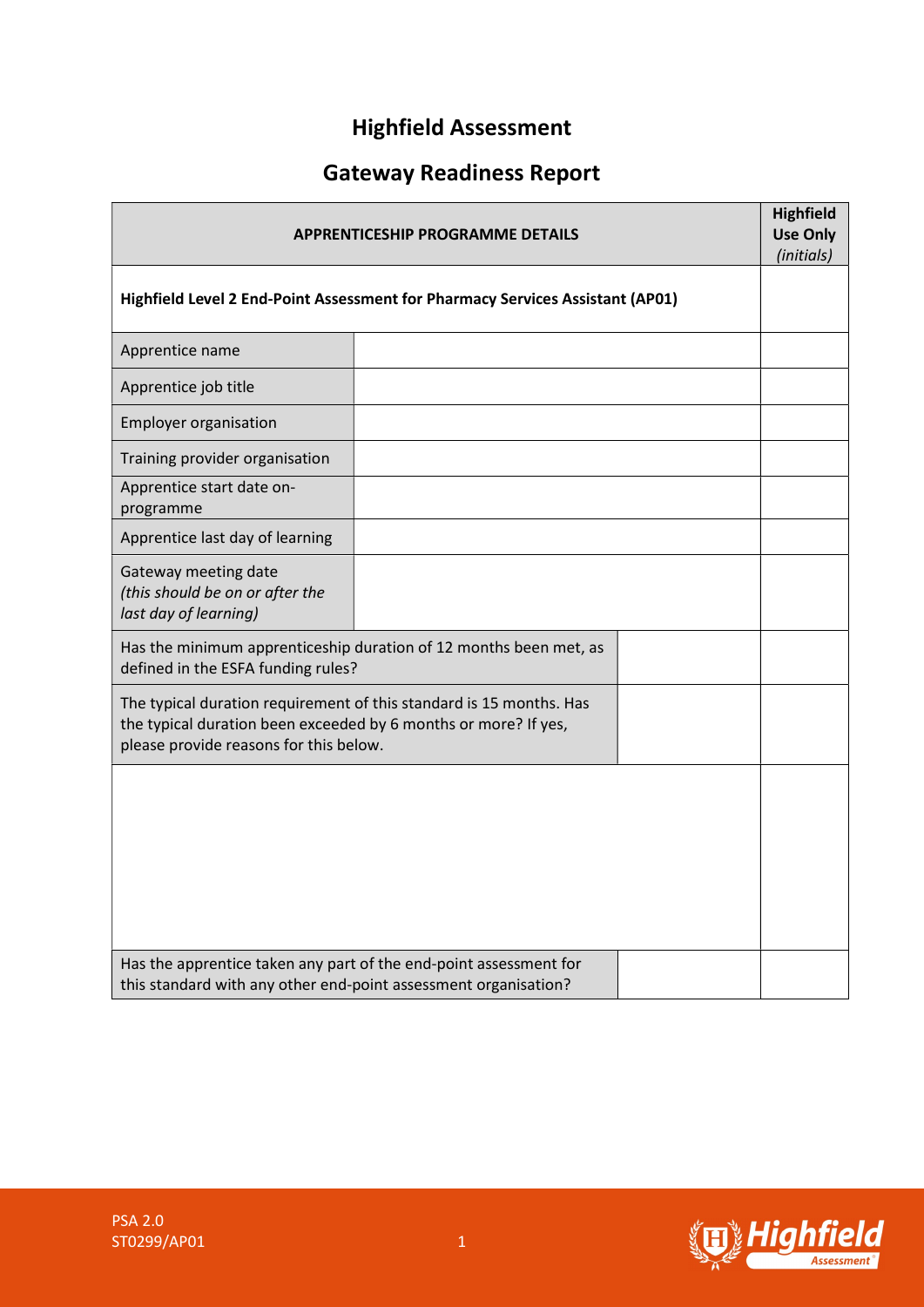# Highfield Assessment

## Gateway Readiness Report

| APPRENTICESHIP PROGRAMME DETAILS | | | Highfield Use Only *(initials)* |
|---|---|---|---|
| **Highfield Level 2 End-Point Assessment for Pharmacy Services Assistant (AP01)** | | | |
| Apprentice name | | | |
| Apprentice job title | | | |
| Employer organisation | | | |
| Training provider organisation | | | |
| Apprentice start date on-programme | | | |
| Apprentice last day of learning | | | |
| Gateway meeting date *(this should be on or after the last day of learning)* | | | |
| Has the minimum apprenticeship duration of 12 months been met, as defined in the ESFA funding rules? | | | |
| The typical duration requirement of this standard is 15 months. Has the typical duration been exceeded by 6 months or more? If yes, please provide reasons for this below. | | | |
| | | | |
| Has the apprentice taken any part of the end-point assessment for this standard with any other end-point assessment organisation? | | | |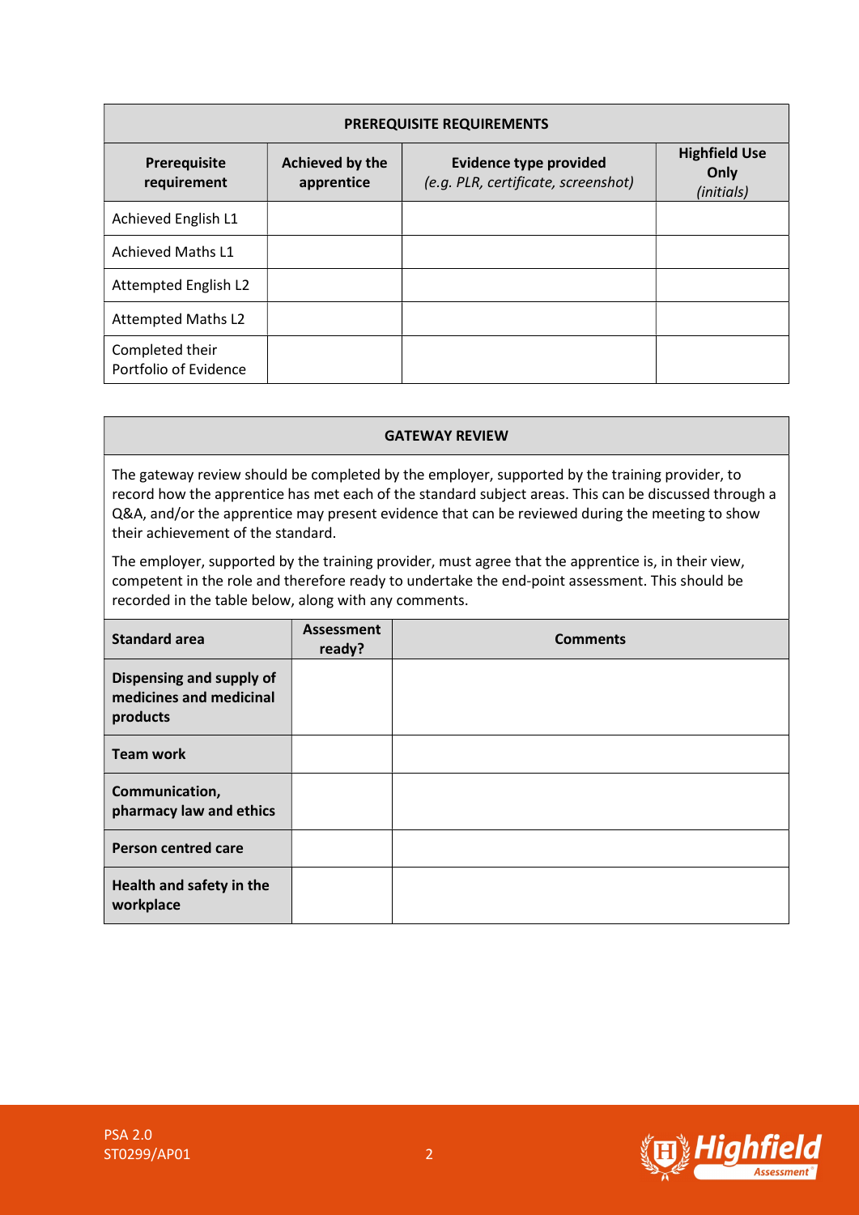| PREREQUISITE REQUIREMENTS | | | |
|---|---|---|---|
| **Prerequisite requirement** | **Achieved by the apprentice** | **Evidence type provided** *(e.g. PLR, certificate, screenshot)* | **Highfield Use Only** *(initials)* |
| Achieved English L1 | | | |
| Achieved Maths L1 | | | |
| Attempted English L2 | | | |
| Attempted Maths L2 | | | |
| Completed their Portfolio of Evidence | | | |

**GATEWAY REVIEW**

The gateway review should be completed by the employer, supported by the training provider, to record how the apprentice has met each of the standard subject areas. This can be discussed through a Q&A, and/or the apprentice may present evidence that can be reviewed during the meeting to show their achievement of the standard.

The employer, supported by the training provider, must agree that the apprentice is, in their view, competent in the role and therefore ready to undertake the end-point assessment. This should be recorded in the table below, along with any comments.

| Standard area | Assessment ready? | Comments |
|---|---|---|
| **Dispensing and supply of medicines and medicinal products** | | |
| **Team work** | | |
| **Communication, pharmacy law and ethics** | | |
| **Person centred care** | | |
| **Health and safety in the workplace** | | |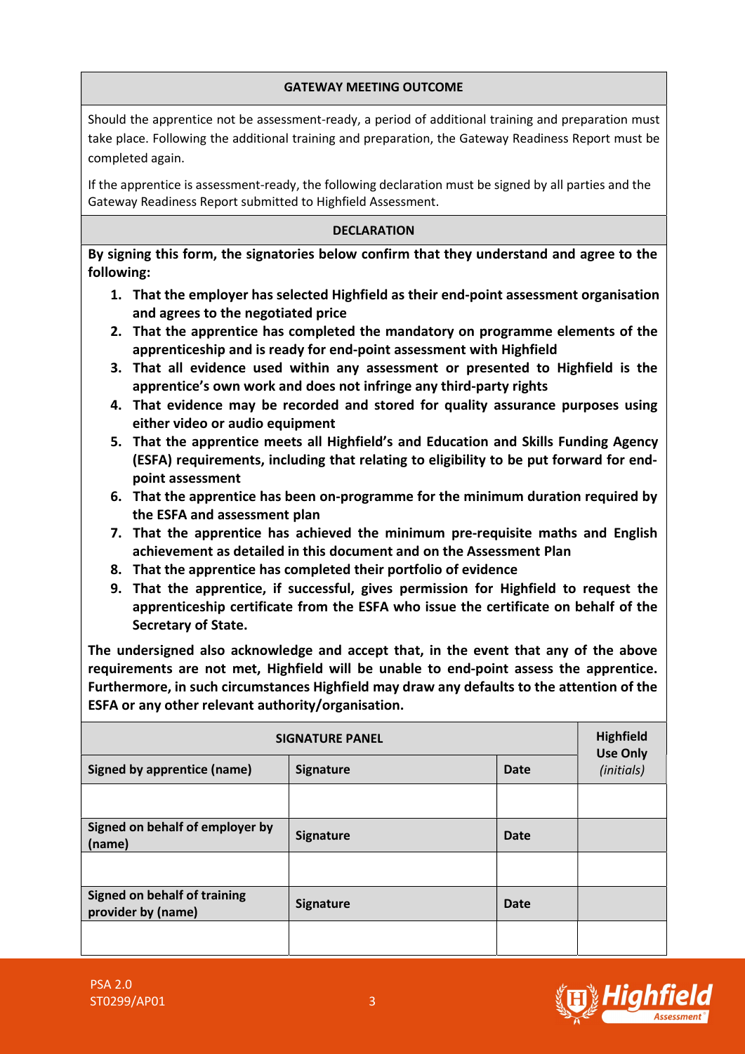## GATEWAY MEETING OUTCOME

Should the apprentice not be assessment-ready, a period of additional training and preparation must take place. Following the additional training and preparation, the Gateway Readiness Report must be completed again.

If the apprentice is assessment-ready, the following declaration must be signed by all parties and the Gateway Readiness Report submitted to Highfield Assessment.

## DECLARATION

**By signing this form, the signatories below confirm that they understand and agree to the following:**

1. **That the employer has selected Highfield as their end-point assessment organisation and agrees to the negotiated price**
2. **That the apprentice has completed the mandatory on programme elements of the apprenticeship and is ready for end-point assessment with Highfield**
3. **That all evidence used within any assessment or presented to Highfield is the apprentice's own work and does not infringe any third-party rights**
4. **That evidence may be recorded and stored for quality assurance purposes using either video or audio equipment**
5. **That the apprentice meets all Highfield's and Education and Skills Funding Agency (ESFA) requirements, including that relating to eligibility to be put forward for end-point assessment**
6. **That the apprentice has been on-programme for the minimum duration required by the ESFA and assessment plan**
7. **That the apprentice has achieved the minimum pre-requisite maths and English achievement as detailed in this document and on the Assessment Plan**
8. **That the apprentice has completed their portfolio of evidence**
9. **That the apprentice, if successful, gives permission for Highfield to request the apprenticeship certificate from the ESFA who issue the certificate on behalf of the Secretary of State.**

**The undersigned also acknowledge and accept that, in the event that any of the above requirements are not met, Highfield will be unable to end-point assess the apprentice. Furthermore, in such circumstances Highfield may draw any defaults to the attention of the ESFA or any other relevant authority/organisation.**

| SIGNATURE PANEL | | | Highfield Use Only *(initials)* |
|---|---|---|---|
| **Signed by apprentice (name)** | **Signature** | **Date** | |
| | | | |
| **Signed on behalf of employer by (name)** | **Signature** | **Date** | |
| | | | |
| **Signed on behalf of training provider by (name)** | **Signature** | **Date** | |
| | | | |

PSA 2.0
ST0299/AP01